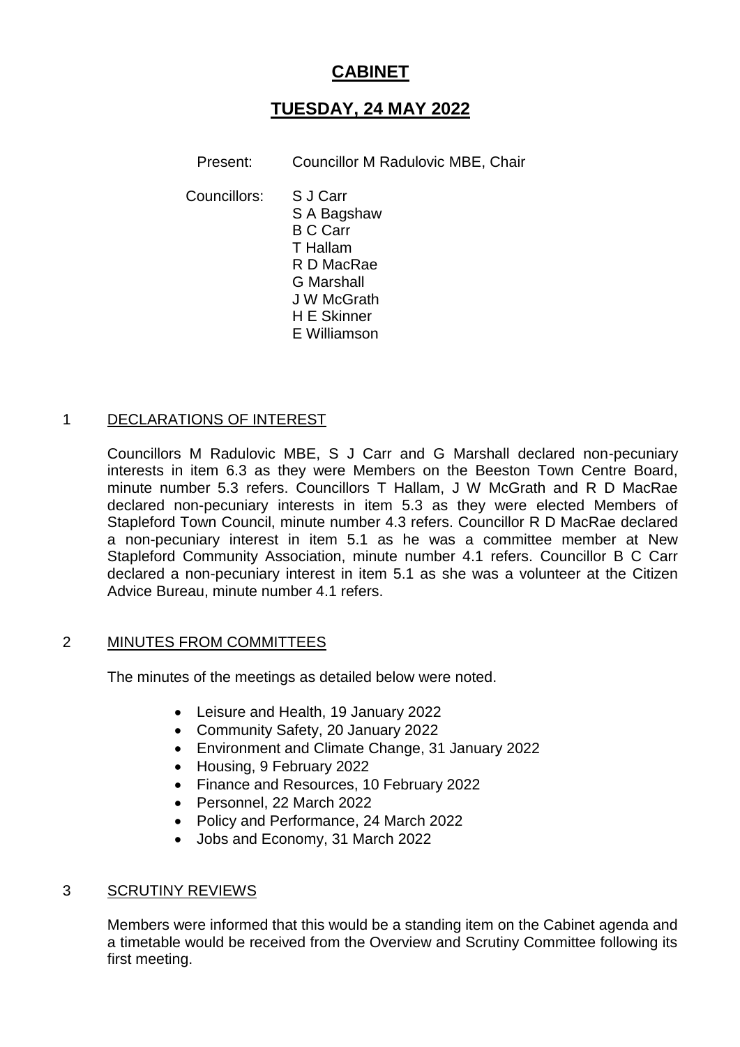# CABINET

## TUESDAY, 24 MAY 2022

Present: Councillor M Radulovic MBE, Chair

Councillors:
S J Carr
S A Bagshaw
B C Carr
T Hallam
R D MacRae
G Marshall
J W McGrath
H E Skinner
E Williamson

## 1 DECLARATIONS OF INTEREST

Councillors M Radulovic MBE, S J Carr and G Marshall declared non-pecuniary interests in item 6.3 as they were Members on the Beeston Town Centre Board, minute number 5.3 refers. Councillors T Hallam, J W McGrath and R D MacRae declared non-pecuniary interests in item 5.3 as they were elected Members of Stapleford Town Council, minute number 4.3 refers. Councillor R D MacRae declared a non-pecuniary interest in item 5.1 as he was a committee member at New Stapleford Community Association, minute number 4.1 refers. Councillor B C Carr declared a non-pecuniary interest in item 5.1 as she was a volunteer at the Citizen Advice Bureau, minute number 4.1 refers.

## 2 MINUTES FROM COMMITTEES

The minutes of the meetings as detailed below were noted.

- Leisure and Health, 19 January 2022
- Community Safety, 20 January 2022
- Environment and Climate Change, 31 January 2022
- Housing, 9 February 2022
- Finance and Resources, 10 February 2022
- Personnel, 22 March 2022
- Policy and Performance, 24 March 2022
- Jobs and Economy, 31 March 2022

## 3 SCRUTINY REVIEWS

Members were informed that this would be a standing item on the Cabinet agenda and a timetable would be received from the Overview and Scrutiny Committee following its first meeting.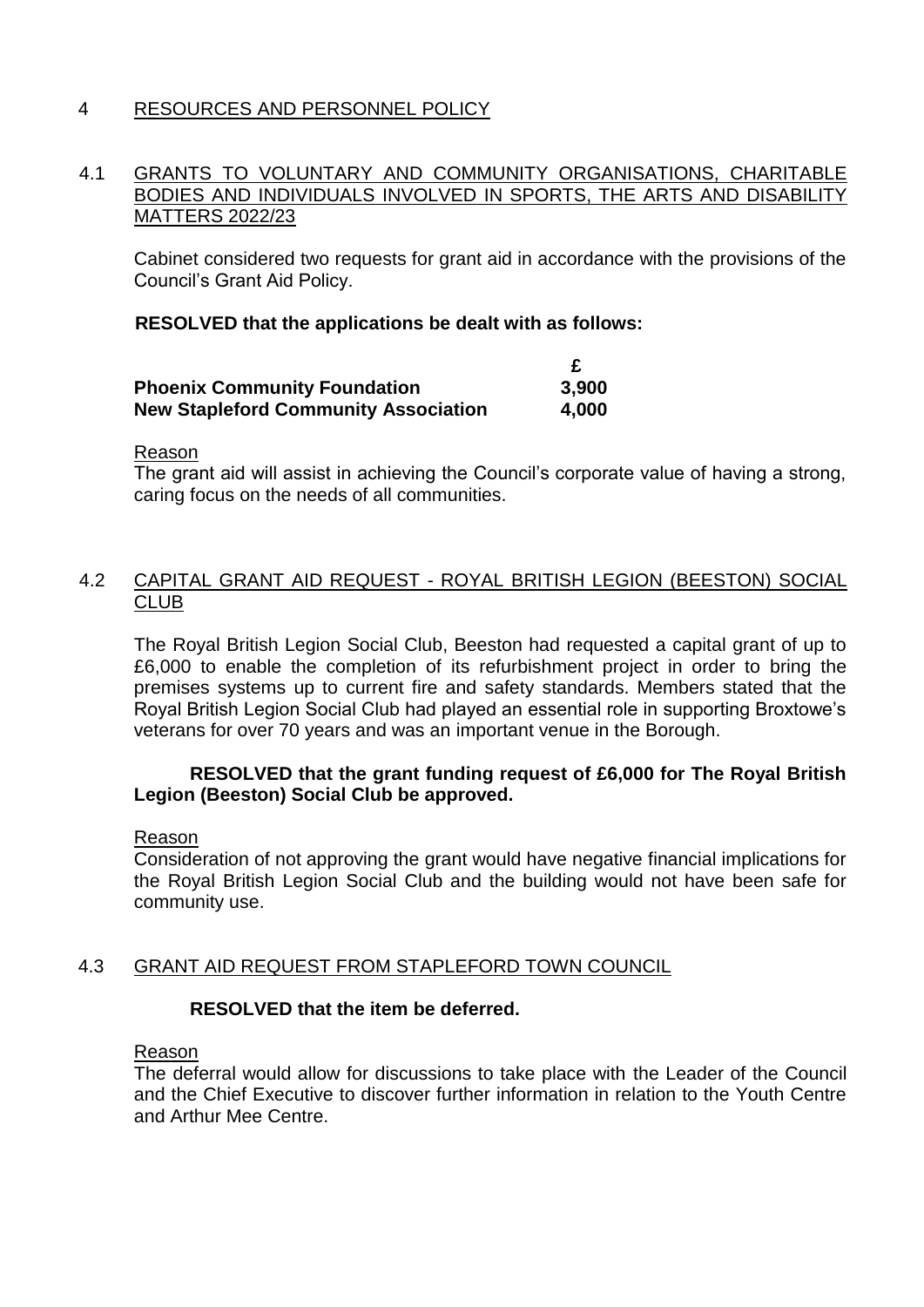## 4 RESOURCES AND PERSONNEL POLICY

### 4.1 GRANTS TO VOLUNTARY AND COMMUNITY ORGANISATIONS, CHARITABLE BODIES AND INDIVIDUALS INVOLVED IN SPORTS, THE ARTS AND DISABILITY MATTERS 2022/23

Cabinet considered two requests for grant aid in accordance with the provisions of the Council's Grant Aid Policy.

**RESOLVED that the applications be dealt with as follows:**

| | £ |
|---|---|
| **Phoenix Community Foundation** | **3,900** |
| **New Stapleford Community Association** | **4,000** |

Reason

The grant aid will assist in achieving the Council's corporate value of having a strong, caring focus on the needs of all communities.

### 4.2 CAPITAL GRANT AID REQUEST - ROYAL BRITISH LEGION (BEESTON) SOCIAL CLUB

The Royal British Legion Social Club, Beeston had requested a capital grant of up to £6,000 to enable the completion of its refurbishment project in order to bring the premises systems up to current fire and safety standards. Members stated that the Royal British Legion Social Club had played an essential role in supporting Broxtowe's veterans for over 70 years and was an important venue in the Borough.

**RESOLVED that the grant funding request of £6,000 for The Royal British Legion (Beeston) Social Club be approved.**

Reason

Consideration of not approving the grant would have negative financial implications for the Royal British Legion Social Club and the building would not have been safe for community use.

### 4.3 GRANT AID REQUEST FROM STAPLEFORD TOWN COUNCIL

**RESOLVED that the item be deferred.**

Reason

The deferral would allow for discussions to take place with the Leader of the Council and the Chief Executive to discover further information in relation to the Youth Centre and Arthur Mee Centre.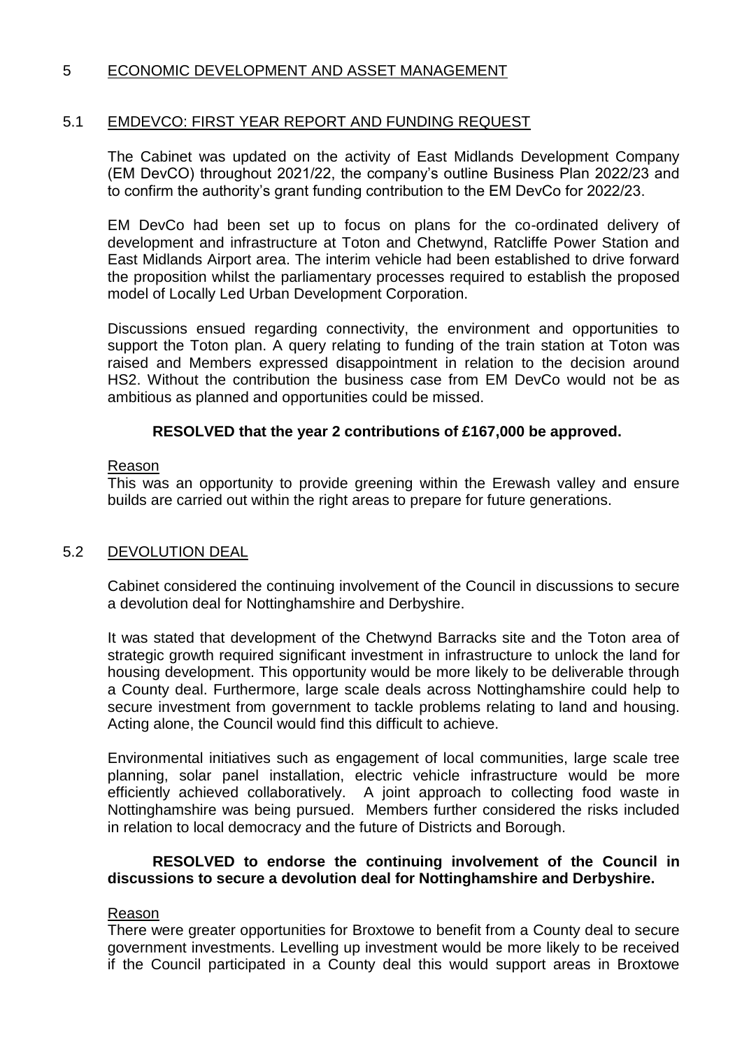## 5 ECONOMIC DEVELOPMENT AND ASSET MANAGEMENT

### 5.1 EMDEVCO: FIRST YEAR REPORT AND FUNDING REQUEST

The Cabinet was updated on the activity of East Midlands Development Company (EM DevCO) throughout 2021/22, the company's outline Business Plan 2022/23 and to confirm the authority's grant funding contribution to the EM DevCo for 2022/23.

EM DevCo had been set up to focus on plans for the co-ordinated delivery of development and infrastructure at Toton and Chetwynd, Ratcliffe Power Station and East Midlands Airport area. The interim vehicle had been established to drive forward the proposition whilst the parliamentary processes required to establish the proposed model of Locally Led Urban Development Corporation.

Discussions ensued regarding connectivity, the environment and opportunities to support the Toton plan. A query relating to funding of the train station at Toton was raised and Members expressed disappointment in relation to the decision around HS2. Without the contribution the business case from EM DevCo would not be as ambitious as planned and opportunities could be missed.

**RESOLVED that the year 2 contributions of £167,000 be approved.**

Reason

This was an opportunity to provide greening within the Erewash valley and ensure builds are carried out within the right areas to prepare for future generations.

### 5.2 DEVOLUTION DEAL

Cabinet considered the continuing involvement of the Council in discussions to secure a devolution deal for Nottinghamshire and Derbyshire.

It was stated that development of the Chetwynd Barracks site and the Toton area of strategic growth required significant investment in infrastructure to unlock the land for housing development. This opportunity would be more likely to be deliverable through a County deal. Furthermore, large scale deals across Nottinghamshire could help to secure investment from government to tackle problems relating to land and housing. Acting alone, the Council would find this difficult to achieve.

Environmental initiatives such as engagement of local communities, large scale tree planning, solar panel installation, electric vehicle infrastructure would be more efficiently achieved collaboratively. A joint approach to collecting food waste in Nottinghamshire was being pursued. Members further considered the risks included in relation to local democracy and the future of Districts and Borough.

**RESOLVED to endorse the continuing involvement of the Council in discussions to secure a devolution deal for Nottinghamshire and Derbyshire.**

Reason

There were greater opportunities for Broxtowe to benefit from a County deal to secure government investments. Levelling up investment would be more likely to be received if the Council participated in a County deal this would support areas in Broxtowe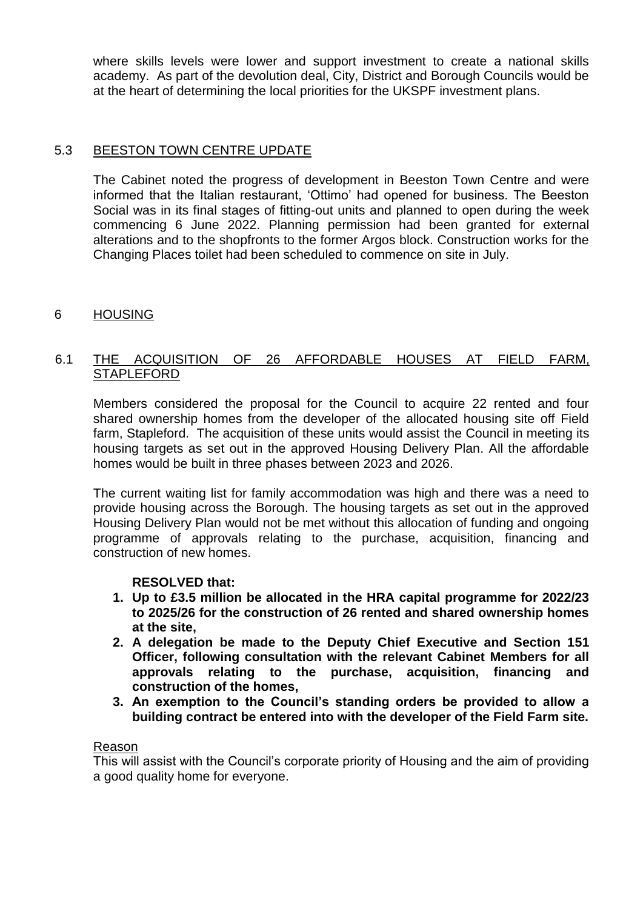where skills levels were lower and support investment to create a national skills academy. As part of the devolution deal, City, District and Borough Councils would be at the heart of determining the local priorities for the UKSPF investment plans.

### 5.3 BEESTON TOWN CENTRE UPDATE

The Cabinet noted the progress of development in Beeston Town Centre and were informed that the Italian restaurant, 'Ottimo' had opened for business. The Beeston Social was in its final stages of fitting-out units and planned to open during the week commencing 6 June 2022. Planning permission had been granted for external alterations and to the shopfronts to the former Argos block. Construction works for the Changing Places toilet had been scheduled to commence on site in July.

## 6 HOUSING

### 6.1 THE ACQUISITION OF 26 AFFORDABLE HOUSES AT FIELD FARM, STAPLEFORD

Members considered the proposal for the Council to acquire 22 rented and four shared ownership homes from the developer of the allocated housing site off Field farm, Stapleford. The acquisition of these units would assist the Council in meeting its housing targets as set out in the approved Housing Delivery Plan. All the affordable homes would be built in three phases between 2023 and 2026.

The current waiting list for family accommodation was high and there was a need to provide housing across the Borough. The housing targets as set out in the approved Housing Delivery Plan would not be met without this allocation of funding and ongoing programme of approvals relating to the purchase, acquisition, financing and construction of new homes.

**RESOLVED that:**

1. **Up to £3.5 million be allocated in the HRA capital programme for 2022/23 to 2025/26 for the construction of 26 rented and shared ownership homes at the site,**
2. **A delegation be made to the Deputy Chief Executive and Section 151 Officer, following consultation with the relevant Cabinet Members for all approvals relating to the purchase, acquisition, financing and construction of the homes,**
3. **An exemption to the Council's standing orders be provided to allow a building contract be entered into with the developer of the Field Farm site.**

Reason

This will assist with the Council's corporate priority of Housing and the aim of providing a good quality home for everyone.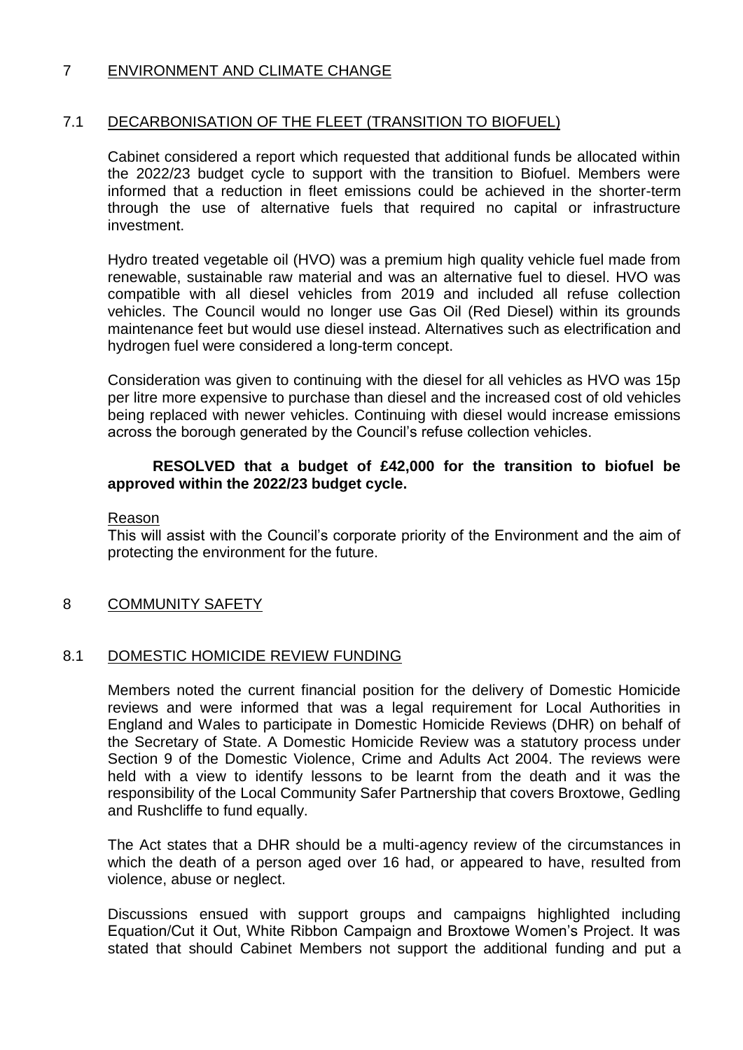## 7 ENVIRONMENT AND CLIMATE CHANGE

### 7.1 DECARBONISATION OF THE FLEET (TRANSITION TO BIOFUEL)

Cabinet considered a report which requested that additional funds be allocated within the 2022/23 budget cycle to support with the transition to Biofuel. Members were informed that a reduction in fleet emissions could be achieved in the shorter-term through the use of alternative fuels that required no capital or infrastructure investment.

Hydro treated vegetable oil (HVO) was a premium high quality vehicle fuel made from renewable, sustainable raw material and was an alternative fuel to diesel. HVO was compatible with all diesel vehicles from 2019 and included all refuse collection vehicles. The Council would no longer use Gas Oil (Red Diesel) within its grounds maintenance feet but would use diesel instead. Alternatives such as electrification and hydrogen fuel were considered a long-term concept.

Consideration was given to continuing with the diesel for all vehicles as HVO was 15p per litre more expensive to purchase than diesel and the increased cost of old vehicles being replaced with newer vehicles. Continuing with diesel would increase emissions across the borough generated by the Council's refuse collection vehicles.

**RESOLVED that a budget of £42,000 for the transition to biofuel be approved within the 2022/23 budget cycle.**

Reason

This will assist with the Council's corporate priority of the Environment and the aim of protecting the environment for the future.

## 8 COMMUNITY SAFETY

### 8.1 DOMESTIC HOMICIDE REVIEW FUNDING

Members noted the current financial position for the delivery of Domestic Homicide reviews and were informed that was a legal requirement for Local Authorities in England and Wales to participate in Domestic Homicide Reviews (DHR) on behalf of the Secretary of State. A Domestic Homicide Review was a statutory process under Section 9 of the Domestic Violence, Crime and Adults Act 2004. The reviews were held with a view to identify lessons to be learnt from the death and it was the responsibility of the Local Community Safer Partnership that covers Broxtowe, Gedling and Rushcliffe to fund equally.

The Act states that a DHR should be a multi-agency review of the circumstances in which the death of a person aged over 16 had, or appeared to have, resulted from violence, abuse or neglect.

Discussions ensued with support groups and campaigns highlighted including Equation/Cut it Out, White Ribbon Campaign and Broxtowe Women's Project. It was stated that should Cabinet Members not support the additional funding and put a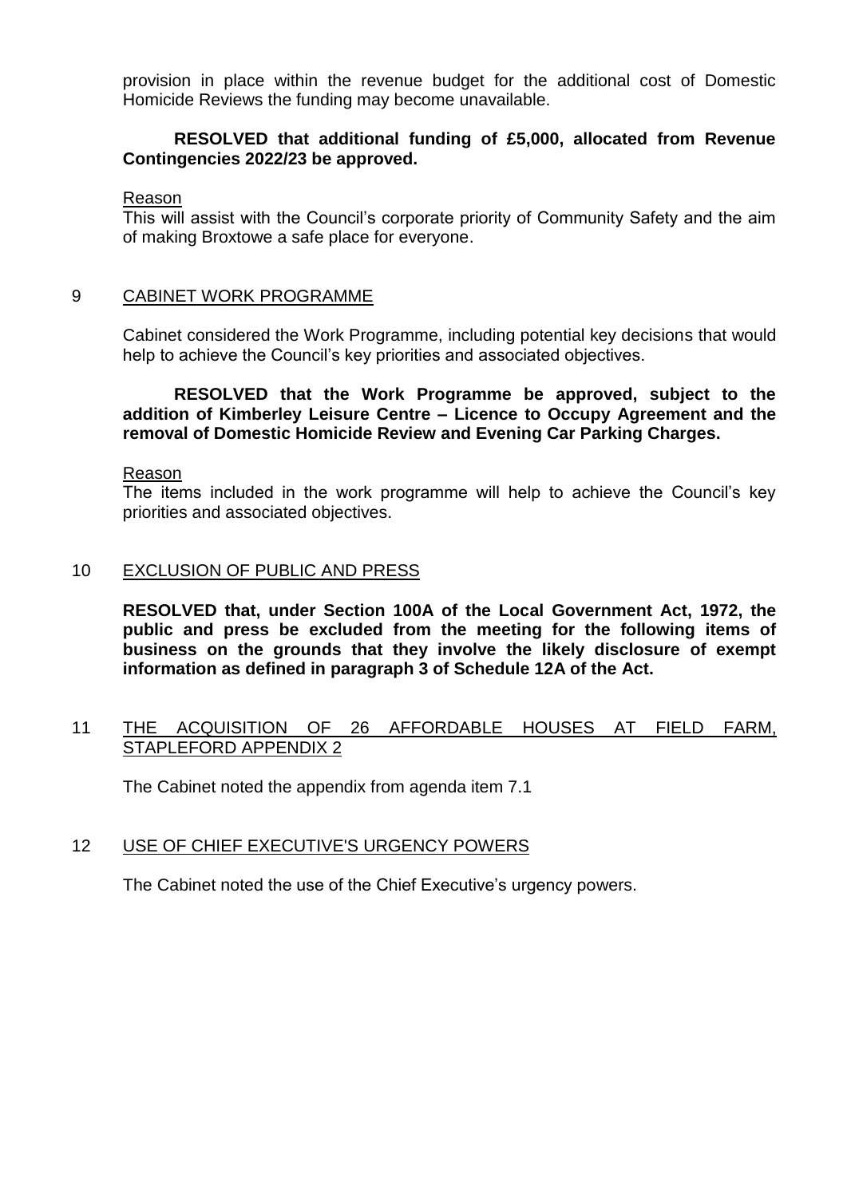provision in place within the revenue budget for the additional cost of Domestic Homicide Reviews the funding may become unavailable.

**RESOLVED that additional funding of £5,000, allocated from Revenue Contingencies 2022/23 be approved.**

Reason

This will assist with the Council's corporate priority of Community Safety and the aim of making Broxtowe a safe place for everyone.

## 9 CABINET WORK PROGRAMME

Cabinet considered the Work Programme, including potential key decisions that would help to achieve the Council's key priorities and associated objectives.

**RESOLVED that the Work Programme be approved, subject to the addition of Kimberley Leisure Centre – Licence to Occupy Agreement and the removal of Domestic Homicide Review and Evening Car Parking Charges.**

Reason

The items included in the work programme will help to achieve the Council's key priorities and associated objectives.

## 10 EXCLUSION OF PUBLIC AND PRESS

**RESOLVED that, under Section 100A of the Local Government Act, 1972, the public and press be excluded from the meeting for the following items of business on the grounds that they involve the likely disclosure of exempt information as defined in paragraph 3 of Schedule 12A of the Act.**

## 11 THE ACQUISITION OF 26 AFFORDABLE HOUSES AT FIELD FARM, STAPLEFORD APPENDIX 2

The Cabinet noted the appendix from agenda item 7.1

## 12 USE OF CHIEF EXECUTIVE'S URGENCY POWERS

The Cabinet noted the use of the Chief Executive's urgency powers.